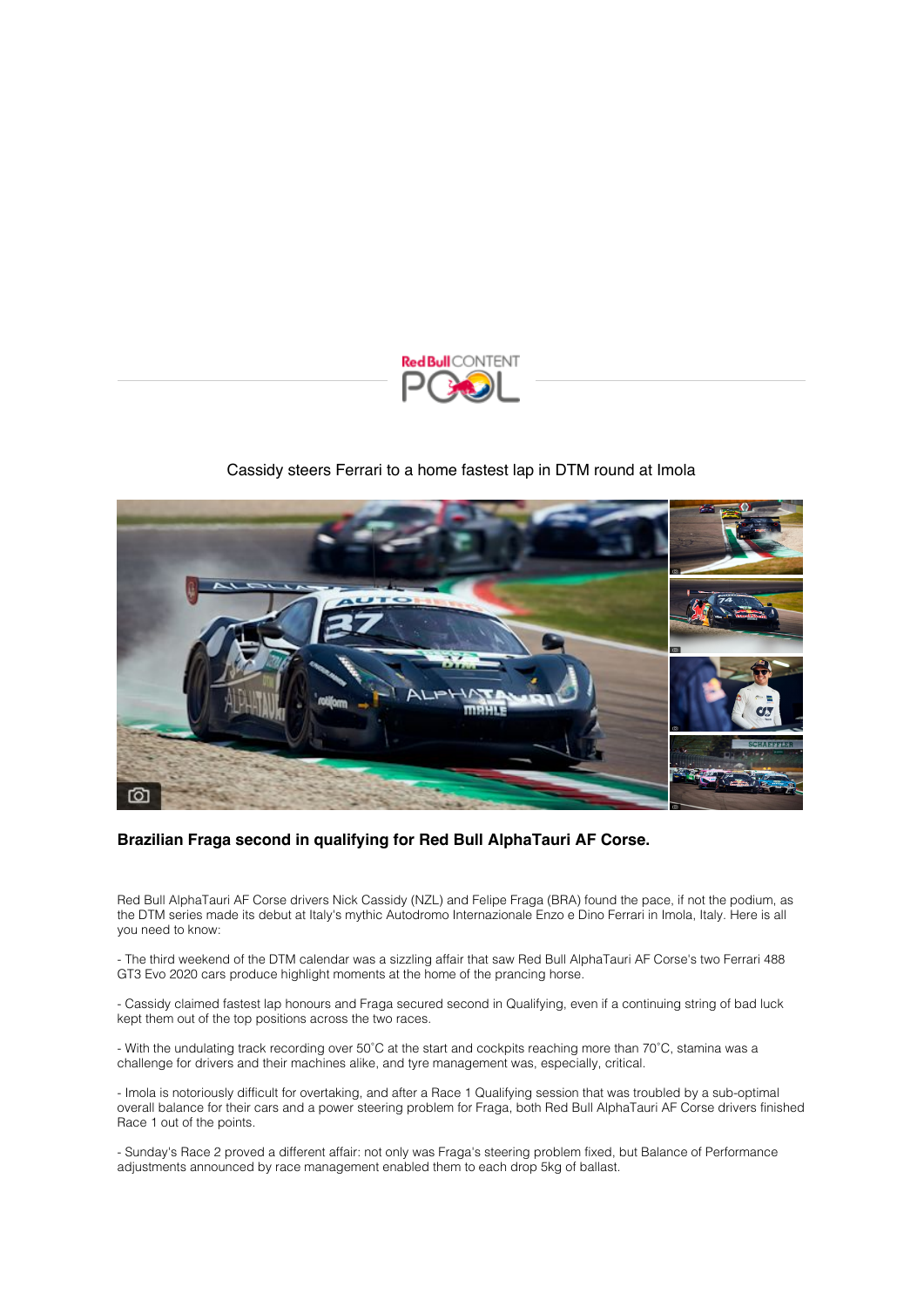# Cassidy steers Ferrari to a home fastest lap in DTM round at Imola

**Brazilian Fraga second in qualifying for Red Bull AlphaTauri AF Corse.**

Red Bull AlphaTauri AF Corse drivers Nick Cassidy (NZL) and Felipe Fraga (BRA) found the pace, if not the podium, as the DTM series made its debut at Italy's mythic Autodromo Internazionale Enzo e Dino Ferrari in Imola, Italy. Here is all you need to know:

- The third weekend of the DTM calendar was a sizzling affair that saw Red Bull AlphaTauri AF Corse's two Ferrari 488 GT3 Evo 2020 cars produce highlight moments at the home of the prancing horse.

- Cassidy claimed fastest lap honours and Fraga secured second in Qualifying, even if a continuing string of bad luck kept them out of the top positions across the two races.

- With the undulating track recording over 50˚C at the start and cockpits reaching more than 70˚C, stamina was a challenge for drivers and their machines alike, and tyre management was, especially, critical.

- Imola is notoriously difficult for overtaking, and after a Race 1 Qualifying session that was troubled by a sub-optimal overall balance for their cars and a power steering problem for Fraga, both Red Bull AlphaTauri AF Corse drivers finished Race 1 out of the points.

- Sunday's Race 2 proved a different affair: not only was Fraga's steering problem fixed, but Balance of Performance adjustments announced by race management enabled them to each drop 5kg of ballast.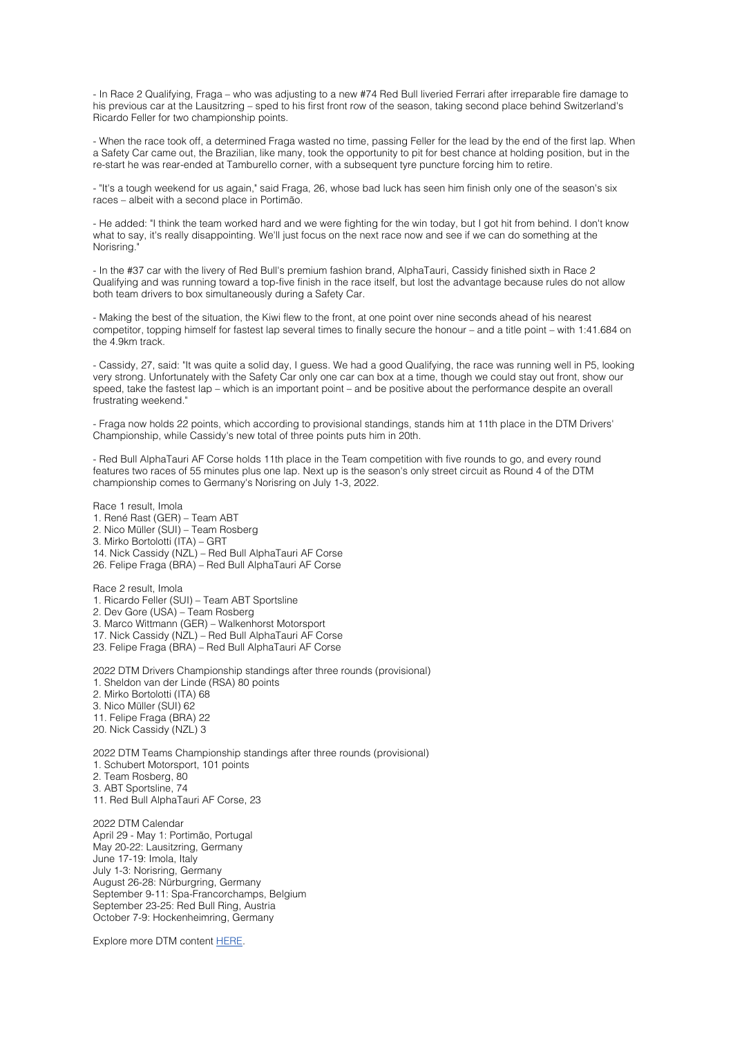- In Race 2 Qualifying, Fraga – who was adjusting to a new #74 Red Bull liveried Ferrari after irreparable fire damage to his previous car at the Lausitzring – sped to his first front row of the season, taking second place behind Switzerland's Ricardo Feller for two championship points.

- When the race took off, a determined Fraga wasted no time, passing Feller for the lead by the end of the first lap. When a Safety Car came out, the Brazilian, like many, took the opportunity to pit for best chance at holding position, but in the re-start he was rear-ended at Tamburello corner, with a subsequent tyre puncture forcing him to retire.

- "It's a tough weekend for us again," said Fraga, 26, whose bad luck has seen him finish only one of the season's six races – albeit with a second place in Portimão.

- He added: "I think the team worked hard and we were fighting for the win today, but I got hit from behind. I don't know what to say, it's really disappointing. We'll just focus on the next race now and see if we can do something at the Norisring."

- In the #37 car with the livery of Red Bull's premium fashion brand, AlphaTauri, Cassidy finished sixth in Race 2 Qualifying and was running toward a top-five finish in the race itself, but lost the advantage because rules do not allow both team drivers to box simultaneously during a Safety Car.

- Making the best of the situation, the Kiwi flew to the front, at one point over nine seconds ahead of his nearest competitor, topping himself for fastest lap several times to finally secure the honour – and a title point – with 1:41.684 on the 4.9km track.

- Cassidy, 27, said: "It was quite a solid day, I guess. We had a good Qualifying, the race was running well in P5, looking very strong. Unfortunately with the Safety Car only one car can box at a time, though we could stay out front, show our speed, take the fastest lap – which is an important point – and be positive about the performance despite an overall frustrating weekend."

- Fraga now holds 22 points, which according to provisional standings, stands him at 11th place in the DTM Drivers' Championship, while Cassidy's new total of three points puts him in 20th.

- Red Bull AlphaTauri AF Corse holds 11th place in the Team competition with five rounds to go, and every round features two races of 55 minutes plus one lap. Next up is the season's only street circuit as Round 4 of the DTM championship comes to Germany's Norisring on July 1-3, 2022.

Race 1 result, Imola
1. René Rast (GER) – Team ABT
2. Nico Müller (SUI) – Team Rosberg
3. Mirko Bortolotti (ITA) – GRT
14. Nick Cassidy (NZL) – Red Bull AlphaTauri AF Corse
26. Felipe Fraga (BRA) – Red Bull AlphaTauri AF Corse

Race 2 result, Imola
1. Ricardo Feller (SUI) – Team ABT Sportsline
2. Dev Gore (USA) – Team Rosberg
3. Marco Wittmann (GER) – Walkenhorst Motorsport
17. Nick Cassidy (NZL) – Red Bull AlphaTauri AF Corse
23. Felipe Fraga (BRA) – Red Bull AlphaTauri AF Corse

2022 DTM Drivers Championship standings after three rounds (provisional)
1. Sheldon van der Linde (RSA) 80 points
2. Mirko Bortolotti (ITA) 68
3. Nico Müller (SUI) 62
11. Felipe Fraga (BRA) 22
20. Nick Cassidy (NZL) 3

2022 DTM Teams Championship standings after three rounds (provisional)
1. Schubert Motorsport, 101 points
2. Team Rosberg, 80
3. ABT Sportsline, 74
11. Red Bull AlphaTauri AF Corse, 23

2022 DTM Calendar
April 29 - May 1: Portimão, Portugal
May 20-22: Lausitzring, Germany
June 17-19: Imola, Italy
July 1-3: Norisring, Germany
August 26-28: Nürburgring, Germany
September 9-11: Spa-Francorchamps, Belgium
September 23-25: Red Bull Ring, Austria
October 7-9: Hockenheimring, Germany

Explore more DTM content HERE.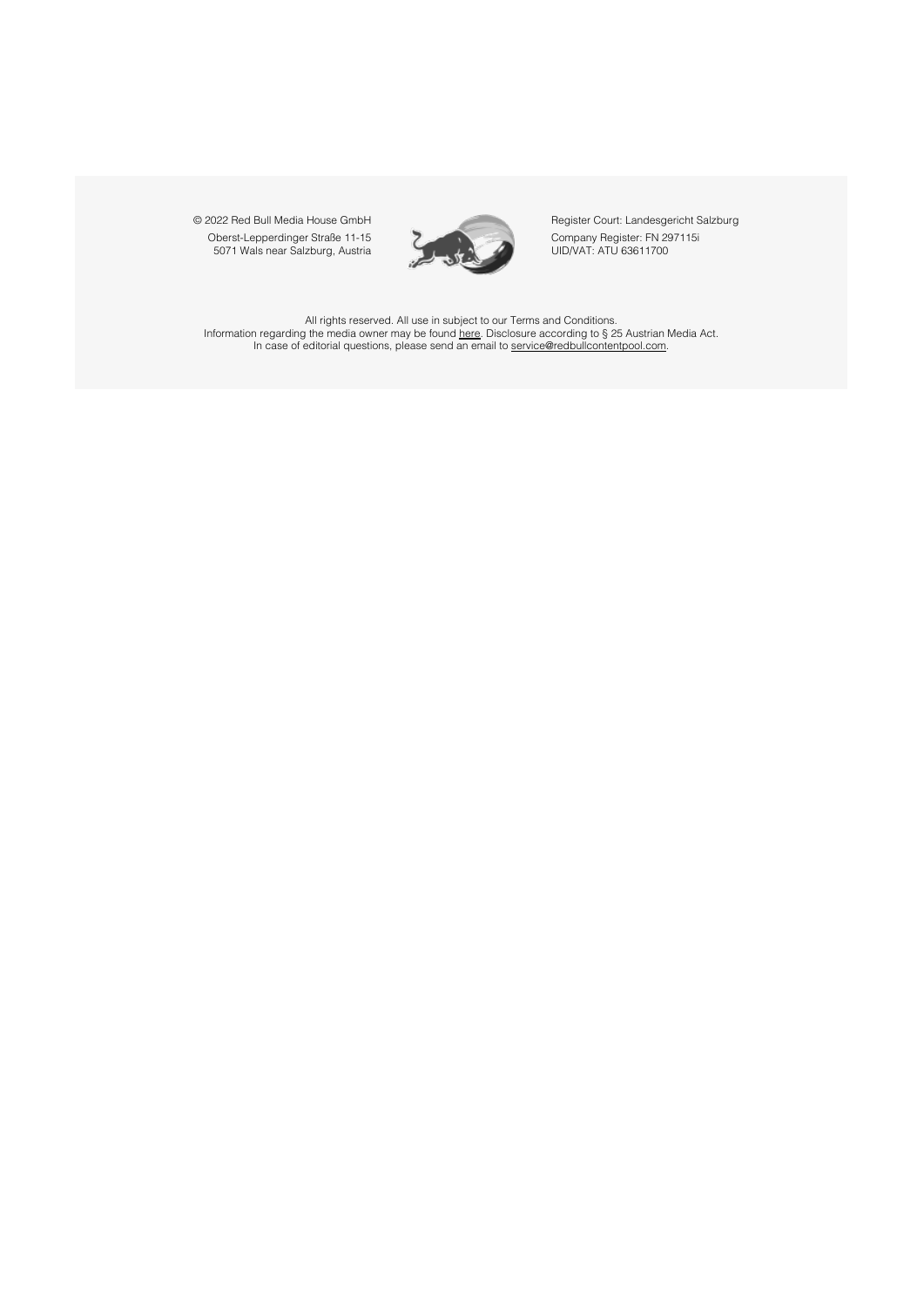© 2022 Red Bull Media House GmbH
Oberst-Lepperdinger Straße 11-15
5071 Wals near Salzburg, Austria

Register Court: Landesgericht Salzburg
Company Register: FN 297115i
UID/VAT: ATU 63611700

All rights reserved. All use in subject to our Terms and Conditions.
Information regarding the media owner may be found here. Disclosure according to § 25 Austrian Media Act.
In case of editorial questions, please send an email to service@redbullcontentpool.com.